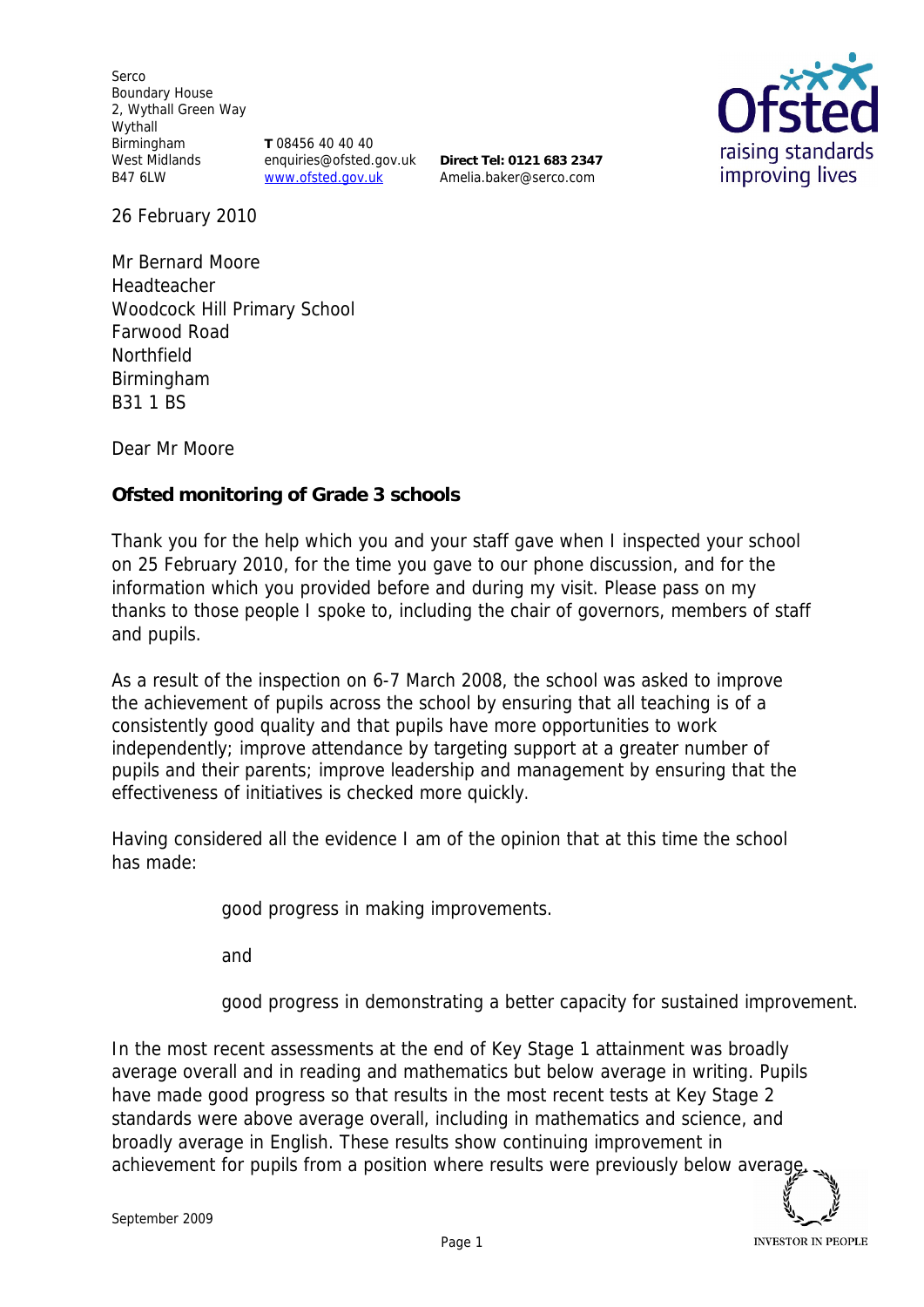Serco
Boundary House
2, Wythall Green Way
Wythall
Birmingham
West Midlands
B47 6LW

**T** 08456 40 40 40
enquiries@ofsted.gov.uk
www.ofsted.gov.uk

**Direct Tel: 0121 683 2347**
Amelia.baker@serco.com

26 February 2010

Mr Bernard Moore
Headteacher
Woodcock Hill Primary School
Farwood Road
Northfield
Birmingham
B31 1 BS

Dear Mr Moore

**Ofsted monitoring of Grade 3 schools**

Thank you for the help which you and your staff gave when I inspected your school on 25 February 2010, for the time you gave to our phone discussion, and for the information which you provided before and during my visit. Please pass on my thanks to those people I spoke to, including the chair of governors, members of staff and pupils.

As a result of the inspection on 6-7 March 2008, the school was asked to improve the achievement of pupils across the school by ensuring that all teaching is of a consistently good quality and that pupils have more opportunities to work independently; improve attendance by targeting support at a greater number of pupils and their parents; improve leadership and management by ensuring that the effectiveness of initiatives is checked more quickly.

Having considered all the evidence I am of the opinion that at this time the school has made:

good progress in making improvements.

and

good progress in demonstrating a better capacity for sustained improvement.

In the most recent assessments at the end of Key Stage 1 attainment was broadly average overall and in reading and mathematics but below average in writing. Pupils have made good progress so that results in the most recent tests at Key Stage 2 standards were above average overall, including in mathematics and science, and broadly average in English. These results show continuing improvement in achievement for pupils from a position where results were previously below average.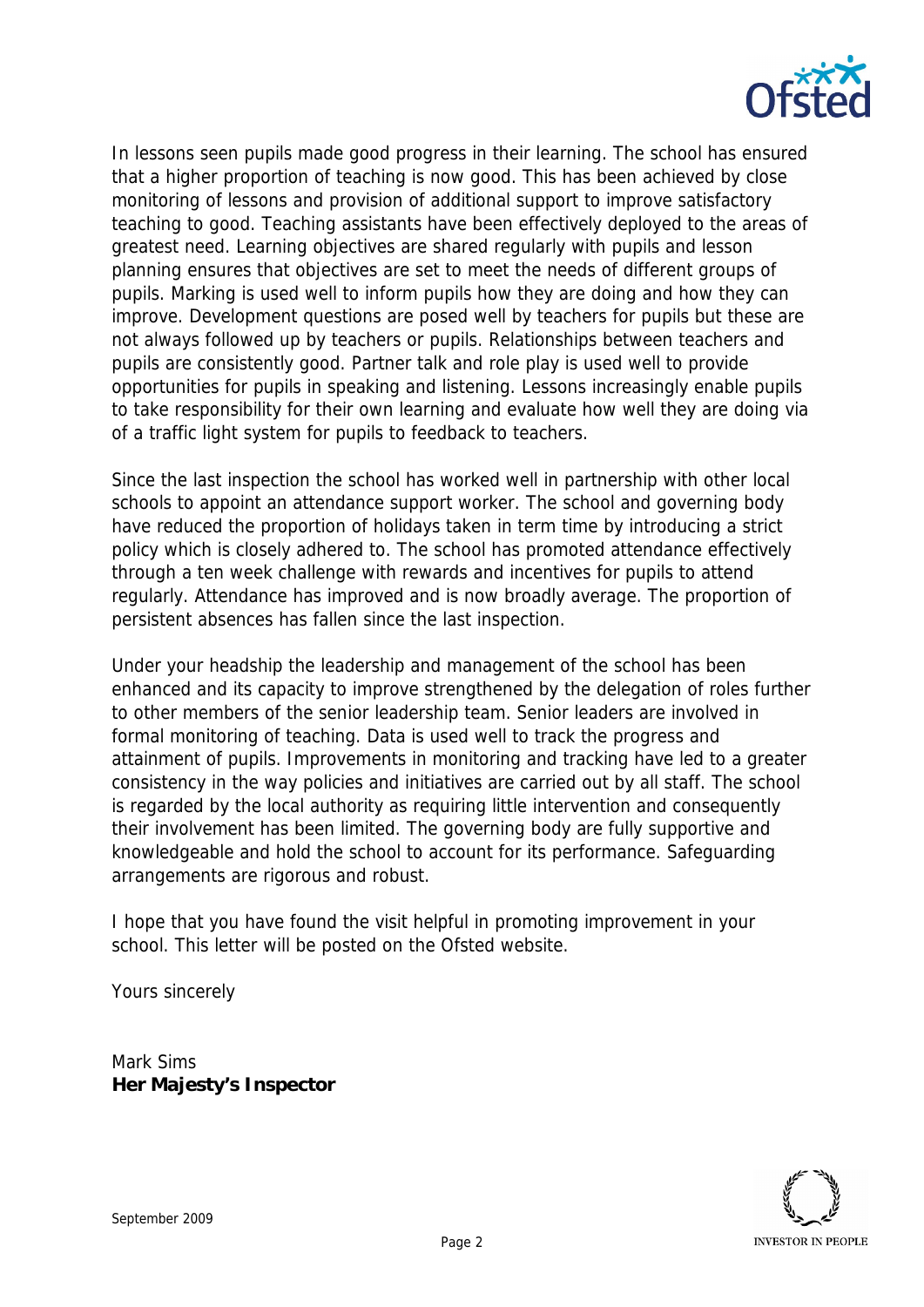In lessons seen pupils made good progress in their learning. The school has ensured that a higher proportion of teaching is now good. This has been achieved by close monitoring of lessons and provision of additional support to improve satisfactory teaching to good. Teaching assistants have been effectively deployed to the areas of greatest need. Learning objectives are shared regularly with pupils and lesson planning ensures that objectives are set to meet the needs of different groups of pupils. Marking is used well to inform pupils how they are doing and how they can improve. Development questions are posed well by teachers for pupils but these are not always followed up by teachers or pupils. Relationships between teachers and pupils are consistently good. Partner talk and role play is used well to provide opportunities for pupils in speaking and listening. Lessons increasingly enable pupils to take responsibility for their own learning and evaluate how well they are doing via of a traffic light system for pupils to feedback to teachers.

Since the last inspection the school has worked well in partnership with other local schools to appoint an attendance support worker. The school and governing body have reduced the proportion of holidays taken in term time by introducing a strict policy which is closely adhered to. The school has promoted attendance effectively through a ten week challenge with rewards and incentives for pupils to attend regularly. Attendance has improved and is now broadly average. The proportion of persistent absences has fallen since the last inspection.

Under your headship the leadership and management of the school has been enhanced and its capacity to improve strengthened by the delegation of roles further to other members of the senior leadership team. Senior leaders are involved in formal monitoring of teaching. Data is used well to track the progress and attainment of pupils. Improvements in monitoring and tracking have led to a greater consistency in the way policies and initiatives are carried out by all staff. The school is regarded by the local authority as requiring little intervention and consequently their involvement has been limited. The governing body are fully supportive and knowledgeable and hold the school to account for its performance. Safeguarding arrangements are rigorous and robust.

I hope that you have found the visit helpful in promoting improvement in your school. This letter will be posted on the Ofsted website.

Yours sincerely

Mark Sims
**Her Majesty's Inspector**